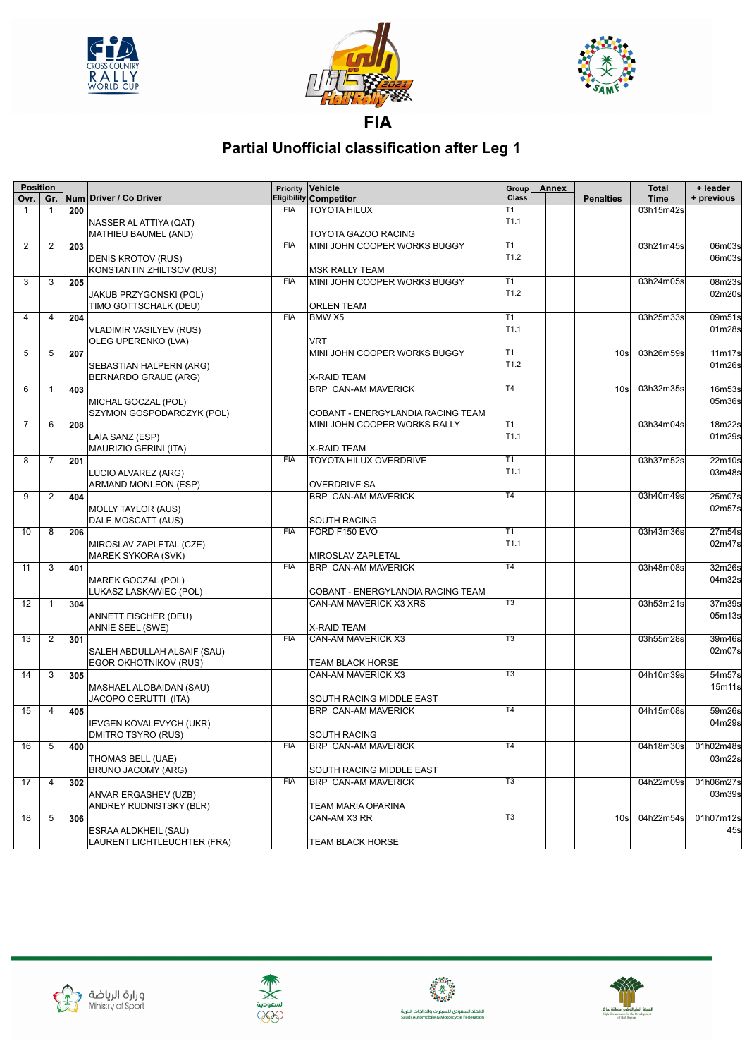# FIA

## Partial Unofficial classification after Leg 1

| Position Ovr. | Gr. | Num | Driver / Co Driver | Priority Eligibility | Vehicle Competitor | Group Class | Annex | | | Penalties | Total Time | + leader + previous |
|---|---|---|---|---|---|---|---|---|---|---|---|---|
| 1 | 1 | 200 | NASSER AL ATTIYA (QAT) MATHIEU BAUMEL (AND) | FIA | TOYOTA HILUX TOYOTA GAZOO RACING | T1 T1.1 | | | | | 03h15m42s | |
| 2 | 2 | 203 | DENIS KROTOV (RUS) KONSTANTIN ZHILTSOV (RUS) | FIA | MINI JOHN COOPER WORKS BUGGY MSK RALLY TEAM | T1 T1.2 | | | | | 03h21m45s | 06m03s 06m03s |
| 3 | 3 | 205 | JAKUB PRZYGONSKI (POL) TIMO GOTTSCHALK (DEU) | FIA | MINI JOHN COOPER WORKS BUGGY ORLEN TEAM | T1 T1.2 | | | | | 03h24m05s | 08m23s 02m20s |
| 4 | 4 | 204 | VLADIMIR VASILYEV (RUS) OLEG UPERENKO (LVA) | FIA | BMW X5 VRT | T1 T1.1 | | | | | 03h25m33s | 09m51s 01m28s |
| 5 | 5 | 207 | SEBASTIAN HALPERN (ARG) BERNARDO GRAUE (ARG) | | MINI JOHN COOPER WORKS BUGGY X-RAID TEAM | T1 T1.2 | | | | 10s | 03h26m59s | 11m17s 01m26s |
| 6 | 1 | 403 | MICHAL GOCZAL (POL) SZYMON GOSPODARCZYK (POL) | | BRP CAN-AM MAVERICK COBANT - ENERGYLANDIA RACING TEAM | T4 | | | | 10s | 03h32m35s | 16m53s 05m36s |
| 7 | 6 | 208 | LAIA SANZ (ESP) MAURIZIO GERINI (ITA) | | MINI JOHN COOPER WORKS RALLY X-RAID TEAM | T1 T1.1 | | | | | 03h34m04s | 18m22s 01m29s |
| 8 | 7 | 201 | LUCIO ALVAREZ (ARG) ARMAND MONLEON (ESP) | FIA | TOYOTA HILUX OVERDRIVE OVERDRIVE SA | T1 T1.1 | | | | | 03h37m52s | 22m10s 03m48s |
| 9 | 2 | 404 | MOLLY TAYLOR (AUS) DALE MOSCATT (AUS) | | BRP CAN-AM MAVERICK SOUTH RACING | T4 | | | | | 03h40m49s | 25m07s 02m57s |
| 10 | 8 | 206 | MIROSLAV ZAPLETAL (CZE) MAREK SYKORA (SVK) | FIA | FORD F150 EVO MIROSLAV ZAPLETAL | T1 T1.1 | | | | | 03h43m36s | 27m54s 02m47s |
| 11 | 3 | 401 | MAREK GOCZAL (POL) LUKASZ LASKAWIEC (POL) | FIA | BRP CAN-AM MAVERICK COBANT - ENERGYLANDIA RACING TEAM | T4 | | | | | 03h48m08s | 32m26s 04m32s |
| 12 | 1 | 304 | ANNETT FISCHER (DEU) ANNIE SEEL (SWE) | | CAN-AM MAVERICK X3 XRS X-RAID TEAM | T3 | | | | | 03h53m21s | 37m39s 05m13s |
| 13 | 2 | 301 | SALEH ABDULLAH ALSAIF (SAU) EGOR OKHOTNIKOV (RUS) | FIA | CAN-AM MAVERICK X3 TEAM BLACK HORSE | T3 | | | | | 03h55m28s | 39m46s 02m07s |
| 14 | 3 | 305 | MASHAEL ALOBAIDAN (SAU) JACOPO CERUTTI (ITA) | | CAN-AM MAVERICK X3 SOUTH RACING MIDDLE EAST | T3 | | | | | 04h10m39s | 54m57s 15m11s |
| 15 | 4 | 405 | IEVGEN KOVALEVYCH (UKR) DMITRO TSYRO (RUS) | | BRP CAN-AM MAVERICK SOUTH RACING | T4 | | | | | 04h15m08s | 59m26s 04m29s |
| 16 | 5 | 400 | THOMAS BELL (UAE) BRUNO JACOMY (ARG) | FIA | BRP CAN-AM MAVERICK SOUTH RACING MIDDLE EAST | T4 | | | | | 04h18m30s | 01h02m48s 03m22s |
| 17 | 4 | 302 | ANVAR ERGASHEV (UZB) ANDREY RUDNISTSKY (BLR) | FIA | BRP CAN-AM MAVERICK TEAM MARIA OPARINA | T3 | | | | | 04h22m09s | 01h06m27s 03m39s |
| 18 | 5 | 306 | ESRAA ALDKHEIL (SAU) LAURENT LICHTLEUCHTER (FRA) | | CAN-AM X3 RR TEAM BLACK HORSE | T3 | | | | 10s | 04h22m54s | 01h07m12s 45s |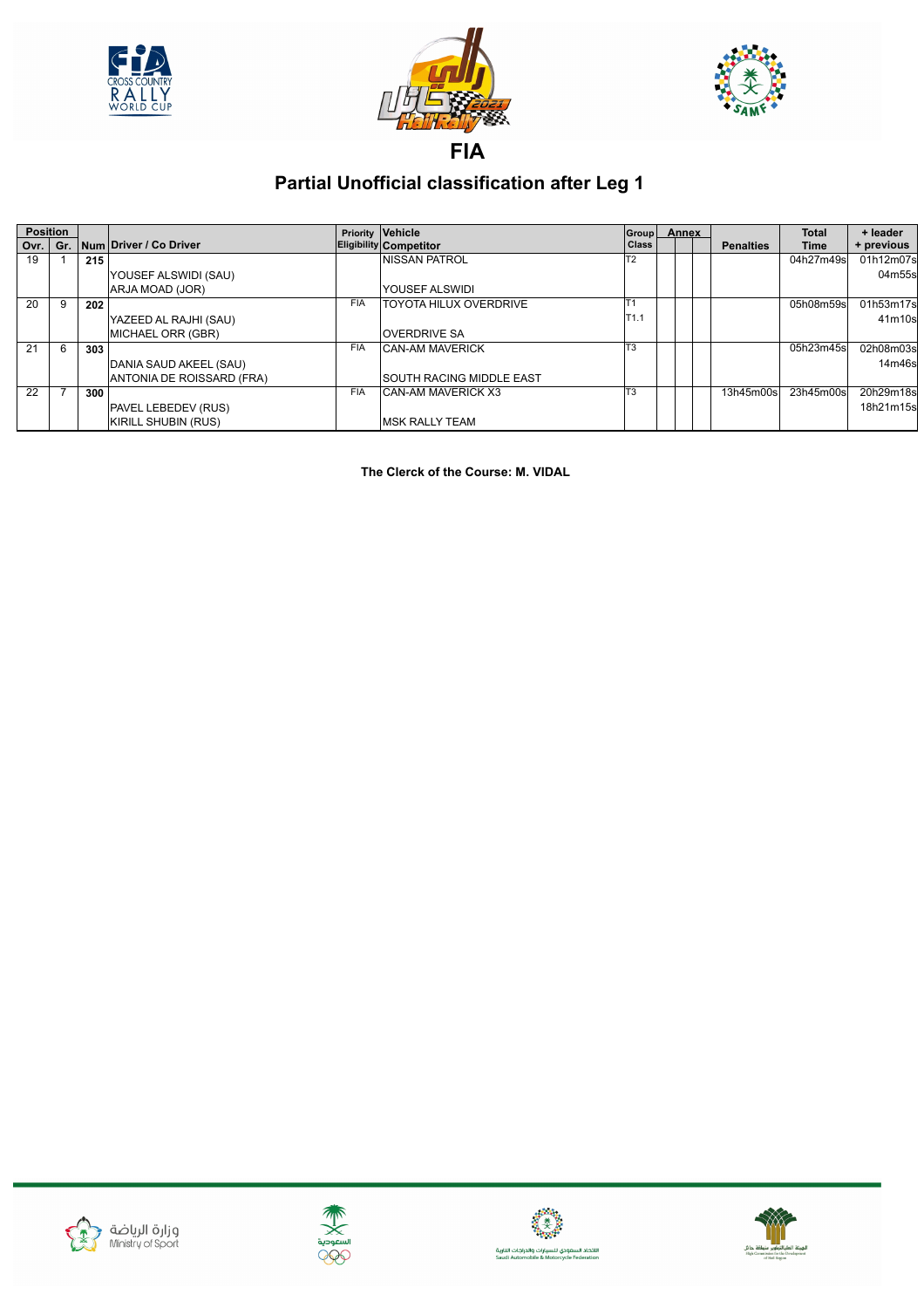# FIA

## Partial Unofficial classification after Leg 1

| Position | | Num | Driver / Co Driver | Priority Eligibility | Vehicle Competitor | Group Class | Annex | | | Penalties | Total Time | + leader + previous |
|---|---|---|---|---|---|---|---|---|---|---|---|---|
| Ovr. | Gr. | | | | | | | | | | | |
| 19 | 1 | 215 | YOUSEF ALSWIDI (SAU) ARJA MOAD (JOR) | | NISSAN PATROL YOUSEF ALSWIDI | T2 | | | | | 04h27m49s | 01h12m07s 04m55s |
| 20 | 9 | 202 | YAZEED AL RAJHI (SAU) MICHAEL ORR (GBR) | FIA | TOYOTA HILUX OVERDRIVE OVERDRIVE SA | T1 T1.1 | | | | | 05h08m59s | 01h53m17s 41m10s |
| 21 | 6 | 303 | DANIA SAUD AKEEL (SAU) ANTONIA DE ROISSARD (FRA) | FIA | CAN-AM MAVERICK SOUTH RACING MIDDLE EAST | T3 | | | | | 05h23m45s | 02h08m03s 14m46s |
| 22 | 7 | 300 | PAVEL LEBEDEV (RUS) KIRILL SHUBIN (RUS) | FIA | CAN-AM MAVERICK X3 MSK RALLY TEAM | T3 | | | | 13h45m00s | 23h45m00s | 20h29m18s 18h21m15s |

**The Clerck of the Course: M. VIDAL**